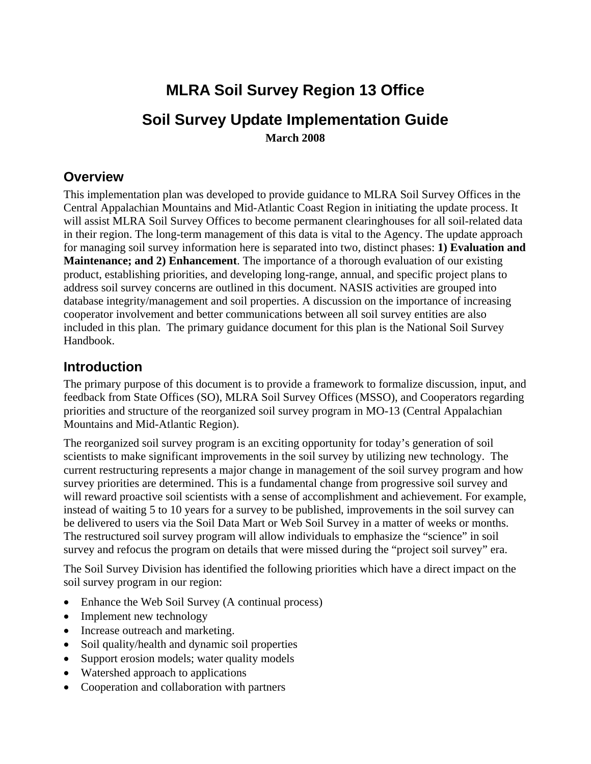# MLRA Soil Survey Region 13 Office

# Soil Survey Update Implementation Guide

**March 2008**

## Overview

This implementation plan was developed to provide guidance to MLRA Soil Survey Offices in the Central Appalachian Mountains and Mid-Atlantic Coast Region in initiating the update process. It will assist MLRA Soil Survey Offices to become permanent clearinghouses for all soil-related data in their region. The long-term management of this data is vital to the Agency. The update approach for managing soil survey information here is separated into two, distinct phases: **1) Evaluation and Maintenance; and 2) Enhancement**. The importance of a thorough evaluation of our existing product, establishing priorities, and developing long-range, annual, and specific project plans to address soil survey concerns are outlined in this document. NASIS activities are grouped into database integrity/management and soil properties. A discussion on the importance of increasing cooperator involvement and better communications between all soil survey entities are also included in this plan. The primary guidance document for this plan is the National Soil Survey Handbook.

## Introduction

The primary purpose of this document is to provide a framework to formalize discussion, input, and feedback from State Offices (SO), MLRA Soil Survey Offices (MSSO), and Cooperators regarding priorities and structure of the reorganized soil survey program in MO-13 (Central Appalachian Mountains and Mid-Atlantic Region).

The reorganized soil survey program is an exciting opportunity for today's generation of soil scientists to make significant improvements in the soil survey by utilizing new technology. The current restructuring represents a major change in management of the soil survey program and how survey priorities are determined. This is a fundamental change from progressive soil survey and will reward proactive soil scientists with a sense of accomplishment and achievement. For example, instead of waiting 5 to 10 years for a survey to be published, improvements in the soil survey can be delivered to users via the Soil Data Mart or Web Soil Survey in a matter of weeks or months. The restructured soil survey program will allow individuals to emphasize the "science" in soil survey and refocus the program on details that were missed during the "project soil survey" era.

The Soil Survey Division has identified the following priorities which have a direct impact on the soil survey program in our region:

- Enhance the Web Soil Survey (A continual process)
- Implement new technology
- Increase outreach and marketing.
- Soil quality/health and dynamic soil properties
- Support erosion models; water quality models
- Watershed approach to applications
- Cooperation and collaboration with partners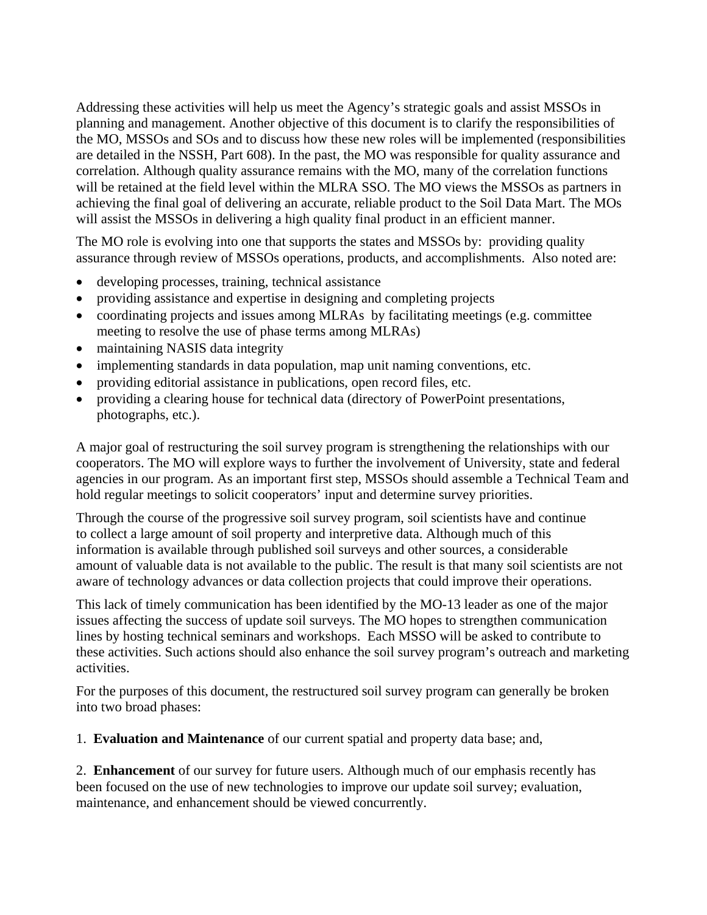Addressing these activities will help us meet the Agency's strategic goals and assist MSSOs in planning and management. Another objective of this document is to clarify the responsibilities of the MO, MSSOs and SOs and to discuss how these new roles will be implemented (responsibilities are detailed in the NSSH, Part 608). In the past, the MO was responsible for quality assurance and correlation. Although quality assurance remains with the MO, many of the correlation functions will be retained at the field level within the MLRA SSO. The MO views the MSSOs as partners in achieving the final goal of delivering an accurate, reliable product to the Soil Data Mart. The MOs will assist the MSSOs in delivering a high quality final product in an efficient manner.

The MO role is evolving into one that supports the states and MSSOs by: providing quality assurance through review of MSSOs operations, products, and accomplishments. Also noted are:

- developing processes, training, technical assistance
- providing assistance and expertise in designing and completing projects
- coordinating projects and issues among MLRAs by facilitating meetings (e.g. committee meeting to resolve the use of phase terms among MLRAs)
- maintaining NASIS data integrity
- implementing standards in data population, map unit naming conventions, etc.
- providing editorial assistance in publications, open record files, etc.
- providing a clearing house for technical data (directory of PowerPoint presentations, photographs, etc.).

A major goal of restructuring the soil survey program is strengthening the relationships with our cooperators. The MO will explore ways to further the involvement of University, state and federal agencies in our program. As an important first step, MSSOs should assemble a Technical Team and hold regular meetings to solicit cooperators' input and determine survey priorities.

Through the course of the progressive soil survey program, soil scientists have and continue to collect a large amount of soil property and interpretive data. Although much of this information is available through published soil surveys and other sources, a considerable amount of valuable data is not available to the public. The result is that many soil scientists are not aware of technology advances or data collection projects that could improve their operations.

This lack of timely communication has been identified by the MO-13 leader as one of the major issues affecting the success of update soil surveys. The MO hopes to strengthen communication lines by hosting technical seminars and workshops. Each MSSO will be asked to contribute to these activities. Such actions should also enhance the soil survey program's outreach and marketing activities.

For the purposes of this document, the restructured soil survey program can generally be broken into two broad phases:

1. **Evaluation and Maintenance** of our current spatial and property data base; and,

2. **Enhancement** of our survey for future users. Although much of our emphasis recently has been focused on the use of new technologies to improve our update soil survey; evaluation, maintenance, and enhancement should be viewed concurrently.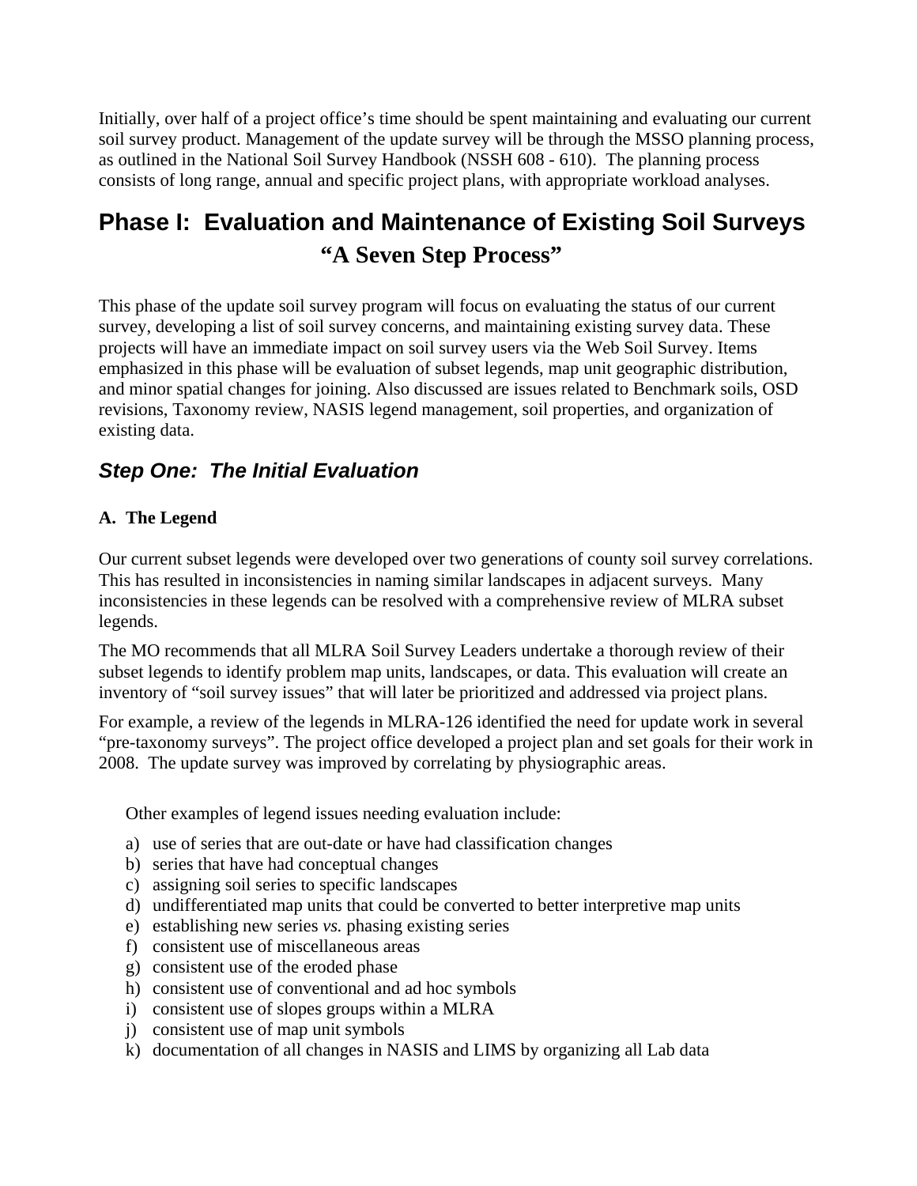Initially, over half of a project office's time should be spent maintaining and evaluating our current soil survey product. Management of the update survey will be through the MSSO planning process, as outlined in the National Soil Survey Handbook (NSSH 608 - 610). The planning process consists of long range, annual and specific project plans, with appropriate workload analyses.

# Phase I: Evaluation and Maintenance of Existing Soil Surveys

## "A Seven Step Process"

This phase of the update soil survey program will focus on evaluating the status of our current survey, developing a list of soil survey concerns, and maintaining existing survey data. These projects will have an immediate impact on soil survey users via the Web Soil Survey. Items emphasized in this phase will be evaluation of subset legends, map unit geographic distribution, and minor spatial changes for joining. Also discussed are issues related to Benchmark soils, OSD revisions, Taxonomy review, NASIS legend management, soil properties, and organization of existing data.

## *Step One: The Initial Evaluation*

### A. The Legend

Our current subset legends were developed over two generations of county soil survey correlations. This has resulted in inconsistencies in naming similar landscapes in adjacent surveys. Many inconsistencies in these legends can be resolved with a comprehensive review of MLRA subset legends.

The MO recommends that all MLRA Soil Survey Leaders undertake a thorough review of their subset legends to identify problem map units, landscapes, or data. This evaluation will create an inventory of "soil survey issues" that will later be prioritized and addressed via project plans.

For example, a review of the legends in MLRA-126 identified the need for update work in several "pre-taxonomy surveys". The project office developed a project plan and set goals for their work in 2008. The update survey was improved by correlating by physiographic areas.

Other examples of legend issues needing evaluation include:

a) use of series that are out-date or have had classification changes
b) series that have had conceptual changes
c) assigning soil series to specific landscapes
d) undifferentiated map units that could be converted to better interpretive map units
e) establishing new series *vs.* phasing existing series
f) consistent use of miscellaneous areas
g) consistent use of the eroded phase
h) consistent use of conventional and ad hoc symbols
i) consistent use of slopes groups within a MLRA
j) consistent use of map unit symbols
k) documentation of all changes in NASIS and LIMS by organizing all Lab data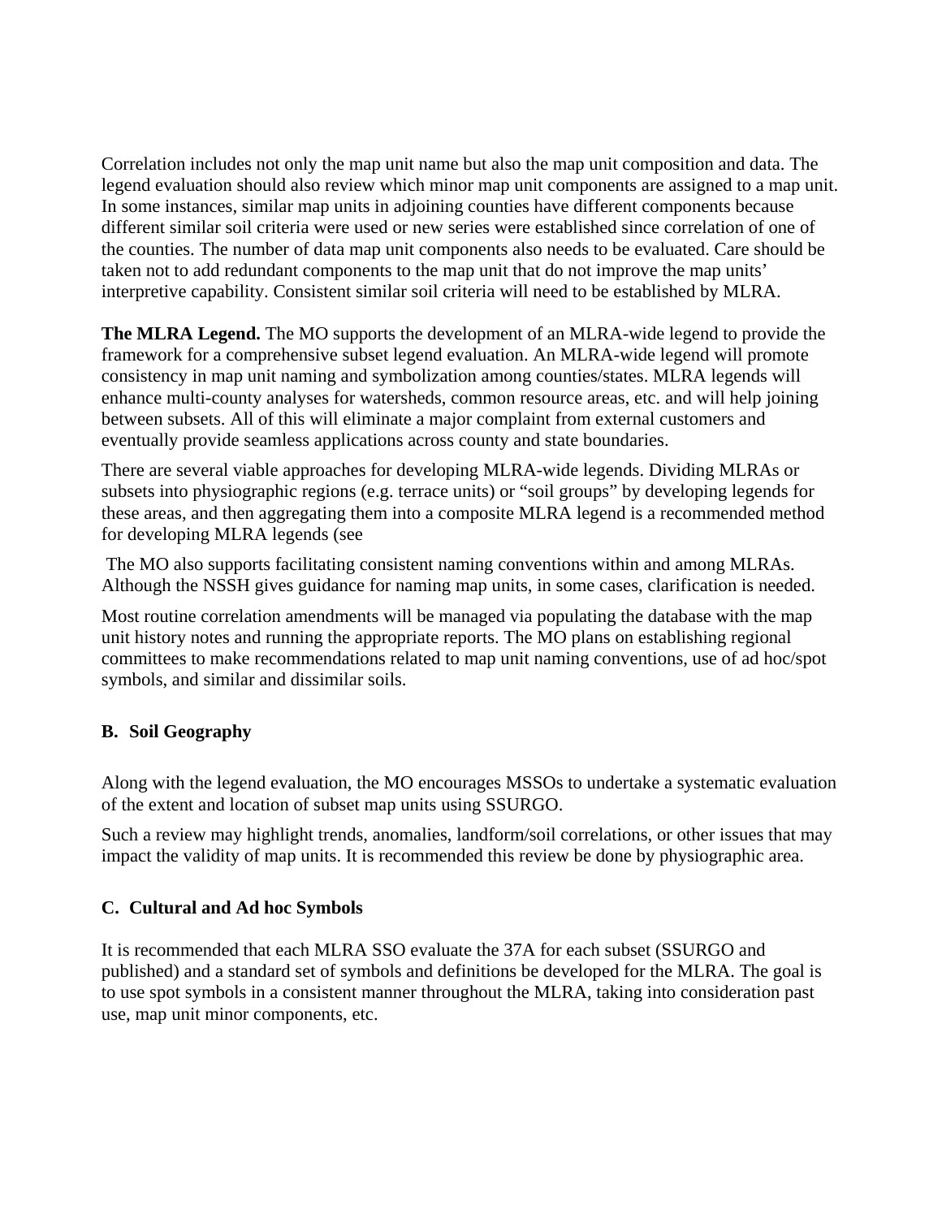Correlation includes not only the map unit name but also the map unit composition and data. The legend evaluation should also review which minor map unit components are assigned to a map unit. In some instances, similar map units in adjoining counties have different components because different similar soil criteria were used or new series were established since correlation of one of the counties. The number of data map unit components also needs to be evaluated. Care should be taken not to add redundant components to the map unit that do not improve the map units' interpretive capability. Consistent similar soil criteria will need to be established by MLRA.

**The MLRA Legend.** The MO supports the development of an MLRA-wide legend to provide the framework for a comprehensive subset legend evaluation. An MLRA-wide legend will promote consistency in map unit naming and symbolization among counties/states. MLRA legends will enhance multi-county analyses for watersheds, common resource areas, etc. and will help joining between subsets. All of this will eliminate a major complaint from external customers and eventually provide seamless applications across county and state boundaries.

There are several viable approaches for developing MLRA-wide legends. Dividing MLRAs or subsets into physiographic regions (e.g. terrace units) or "soil groups" by developing legends for these areas, and then aggregating them into a composite MLRA legend is a recommended method for developing MLRA legends (see

The MO also supports facilitating consistent naming conventions within and among MLRAs. Although the NSSH gives guidance for naming map units, in some cases, clarification is needed.

Most routine correlation amendments will be managed via populating the database with the map unit history notes and running the appropriate reports. The MO plans on establishing regional committees to make recommendations related to map unit naming conventions, use of ad hoc/spot symbols, and similar and dissimilar soils.

### B. Soil Geography

Along with the legend evaluation, the MO encourages MSSOs to undertake a systematic evaluation of the extent and location of subset map units using SSURGO.

Such a review may highlight trends, anomalies, landform/soil correlations, or other issues that may impact the validity of map units. It is recommended this review be done by physiographic area.

### C. Cultural and Ad hoc Symbols

It is recommended that each MLRA SSO evaluate the 37A for each subset (SSURGO and published) and a standard set of symbols and definitions be developed for the MLRA. The goal is to use spot symbols in a consistent manner throughout the MLRA, taking into consideration past use, map unit minor components, etc.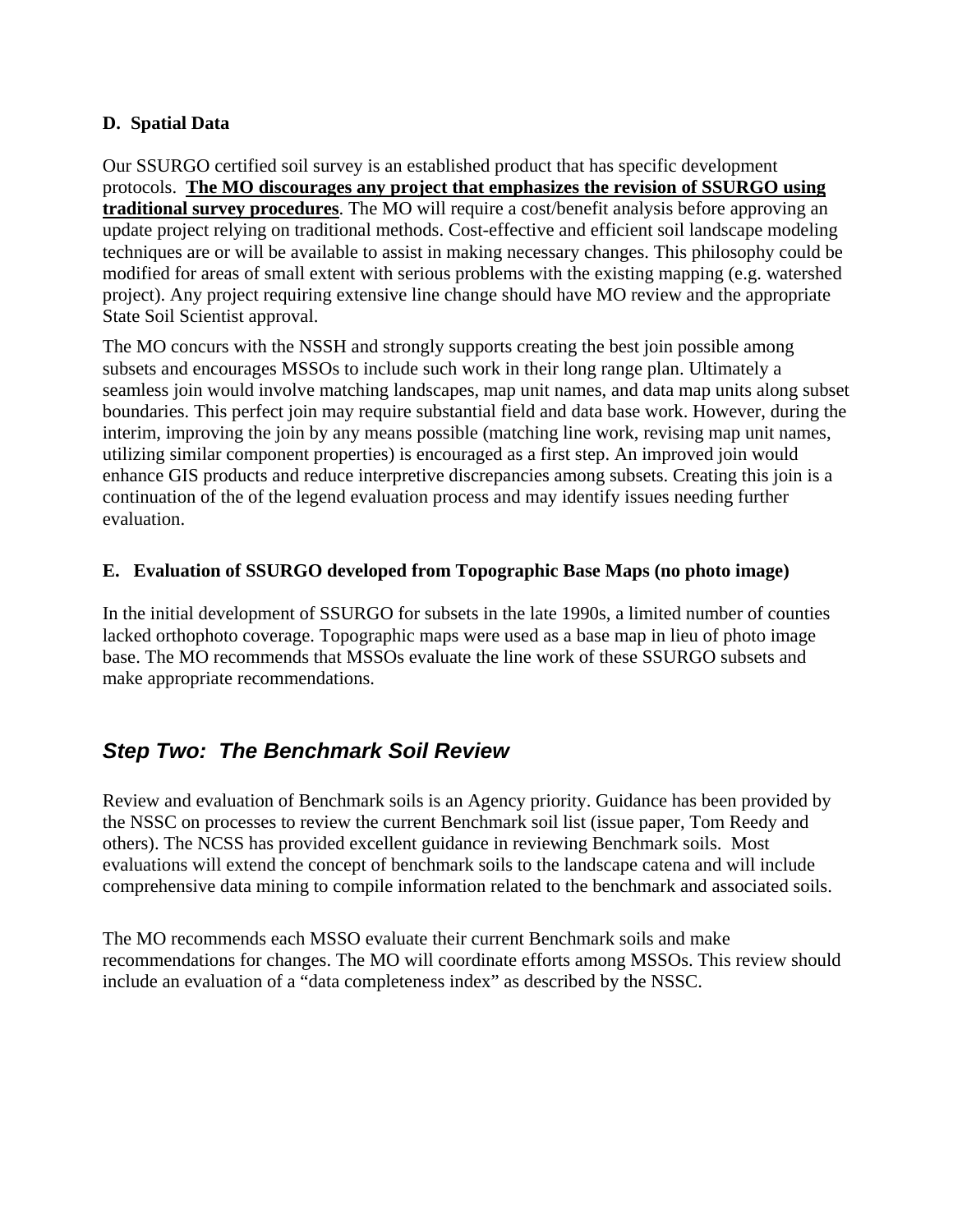**D. Spatial Data**

Our SSURGO certified soil survey is an established product that has specific development protocols. **The MO discourages any project that emphasizes the revision of SSURGO using traditional survey procedures**. The MO will require a cost/benefit analysis before approving an update project relying on traditional methods. Cost-effective and efficient soil landscape modeling techniques are or will be available to assist in making necessary changes. This philosophy could be modified for areas of small extent with serious problems with the existing mapping (e.g. watershed project). Any project requiring extensive line change should have MO review and the appropriate State Soil Scientist approval.

The MO concurs with the NSSH and strongly supports creating the best join possible among subsets and encourages MSSOs to include such work in their long range plan. Ultimately a seamless join would involve matching landscapes, map unit names, and data map units along subset boundaries. This perfect join may require substantial field and data base work. However, during the interim, improving the join by any means possible (matching line work, revising map unit names, utilizing similar component properties) is encouraged as a first step. An improved join would enhance GIS products and reduce interpretive discrepancies among subsets. Creating this join is a continuation of the of the legend evaluation process and may identify issues needing further evaluation.

**E. Evaluation of SSURGO developed from Topographic Base Maps (no photo image)**

In the initial development of SSURGO for subsets in the late 1990s, a limited number of counties lacked orthophoto coverage. Topographic maps were used as a base map in lieu of photo image base. The MO recommends that MSSOs evaluate the line work of these SSURGO subsets and make appropriate recommendations.

## *Step Two: The Benchmark Soil Review*

Review and evaluation of Benchmark soils is an Agency priority. Guidance has been provided by the NSSC on processes to review the current Benchmark soil list (issue paper, Tom Reedy and others). The NCSS has provided excellent guidance in reviewing Benchmark soils. Most evaluations will extend the concept of benchmark soils to the landscape catena and will include comprehensive data mining to compile information related to the benchmark and associated soils.

The MO recommends each MSSO evaluate their current Benchmark soils and make recommendations for changes. The MO will coordinate efforts among MSSOs. This review should include an evaluation of a "data completeness index" as described by the NSSC.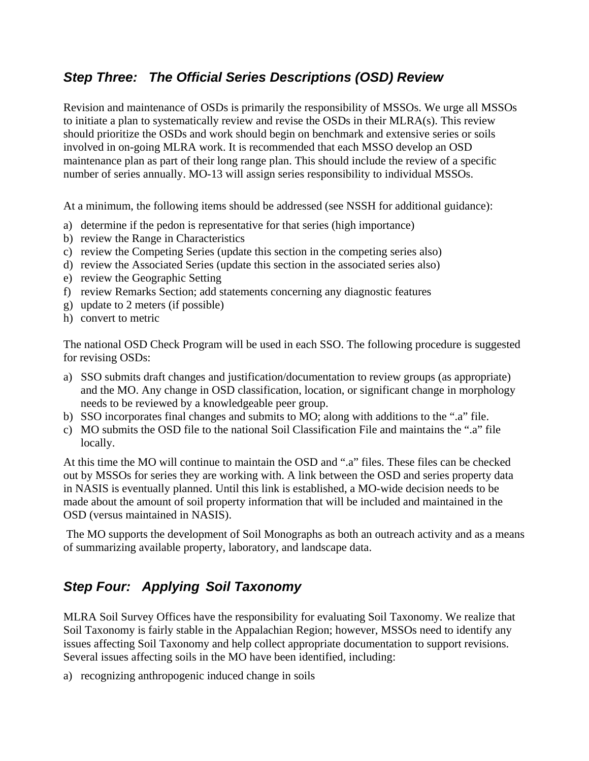## *Step Three: The Official Series Descriptions (OSD) Review*

Revision and maintenance of OSDs is primarily the responsibility of MSSOs. We urge all MSSOs to initiate a plan to systematically review and revise the OSDs in their MLRA(s). This review should prioritize the OSDs and work should begin on benchmark and extensive series or soils involved in on-going MLRA work. It is recommended that each MSSO develop an OSD maintenance plan as part of their long range plan. This should include the review of a specific number of series annually. MO-13 will assign series responsibility to individual MSSOs.

At a minimum, the following items should be addressed (see NSSH for additional guidance):

a) determine if the pedon is representative for that series (high importance)
b) review the Range in Characteristics
c) review the Competing Series (update this section in the competing series also)
d) review the Associated Series (update this section in the associated series also)
e) review the Geographic Setting
f) review Remarks Section; add statements concerning any diagnostic features
g) update to 2 meters (if possible)
h) convert to metric

The national OSD Check Program will be used in each SSO. The following procedure is suggested for revising OSDs:

a) SSO submits draft changes and justification/documentation to review groups (as appropriate) and the MO. Any change in OSD classification, location, or significant change in morphology needs to be reviewed by a knowledgeable peer group.
b) SSO incorporates final changes and submits to MO; along with additions to the ".a" file.
c) MO submits the OSD file to the national Soil Classification File and maintains the ".a" file locally.

At this time the MO will continue to maintain the OSD and ".a" files. These files can be checked out by MSSOs for series they are working with. A link between the OSD and series property data in NASIS is eventually planned. Until this link is established, a MO-wide decision needs to be made about the amount of soil property information that will be included and maintained in the OSD (versus maintained in NASIS).

The MO supports the development of Soil Monographs as both an outreach activity and as a means of summarizing available property, laboratory, and landscape data.

## *Step Four: Applying Soil Taxonomy*

MLRA Soil Survey Offices have the responsibility for evaluating Soil Taxonomy. We realize that Soil Taxonomy is fairly stable in the Appalachian Region; however, MSSOs need to identify any issues affecting Soil Taxonomy and help collect appropriate documentation to support revisions. Several issues affecting soils in the MO have been identified, including:

a) recognizing anthropogenic induced change in soils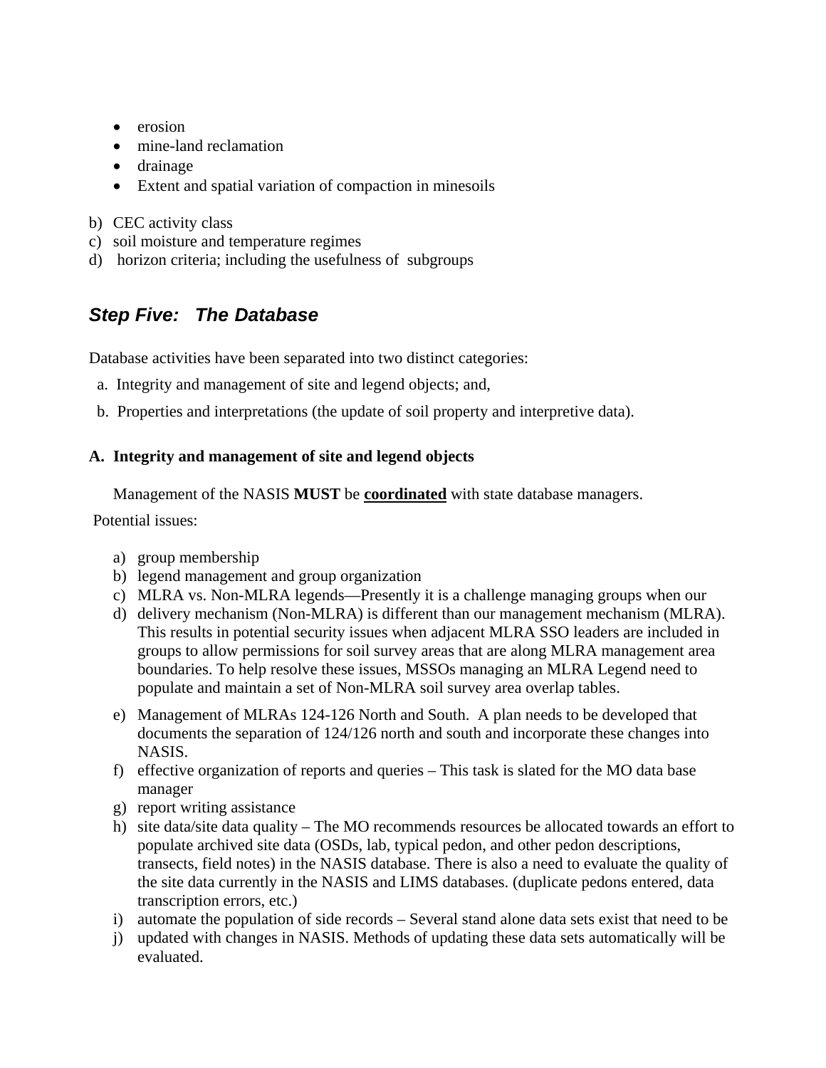- erosion
- mine-land reclamation
- drainage
- Extent and spatial variation of compaction in minesoils

b) CEC activity class
c) soil moisture and temperature regimes
d) horizon criteria; including the usefulness of subgroups

## *Step Five: The Database*

Database activities have been separated into two distinct categories:

a. Integrity and management of site and legend objects; and,

b. Properties and interpretations (the update of soil property and interpretive data).

### A. Integrity and management of site and legend objects

Management of the NASIS **MUST** be <u>**coordinated**</u> with state database managers.

Potential issues:

a) group membership
b) legend management and group organization
c) MLRA vs. Non-MLRA legends—Presently it is a challenge managing groups when our
d) delivery mechanism (Non-MLRA) is different than our management mechanism (MLRA). This results in potential security issues when adjacent MLRA SSO leaders are included in groups to allow permissions for soil survey areas that are along MLRA management area boundaries. To help resolve these issues, MSSOs managing an MLRA Legend need to populate and maintain a set of Non-MLRA soil survey area overlap tables.
e) Management of MLRAs 124-126 North and South. A plan needs to be developed that documents the separation of 124/126 north and south and incorporate these changes into NASIS.
f) effective organization of reports and queries – This task is slated for the MO data base manager
g) report writing assistance
h) site data/site data quality – The MO recommends resources be allocated towards an effort to populate archived site data (OSDs, lab, typical pedon, and other pedon descriptions, transects, field notes) in the NASIS database. There is also a need to evaluate the quality of the site data currently in the NASIS and LIMS databases. (duplicate pedons entered, data transcription errors, etc.)
i) automate the population of side records – Several stand alone data sets exist that need to be
j) updated with changes in NASIS. Methods of updating these data sets automatically will be evaluated.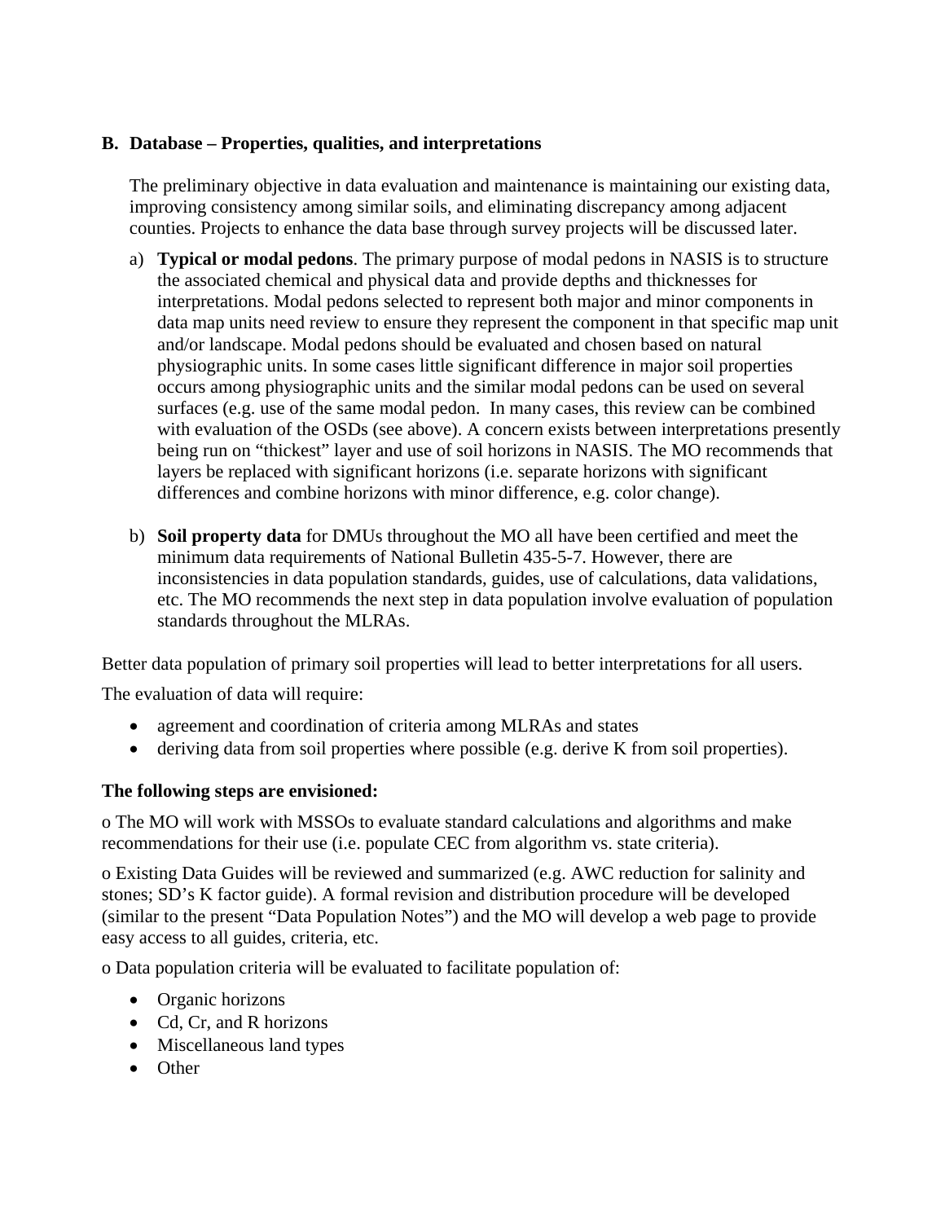**B. Database – Properties, qualities, and interpretations**

The preliminary objective in data evaluation and maintenance is maintaining our existing data, improving consistency among similar soils, and eliminating discrepancy among adjacent counties. Projects to enhance the data base through survey projects will be discussed later.

a) **Typical or modal pedons**. The primary purpose of modal pedons in NASIS is to structure the associated chemical and physical data and provide depths and thicknesses for interpretations. Modal pedons selected to represent both major and minor components in data map units need review to ensure they represent the component in that specific map unit and/or landscape. Modal pedons should be evaluated and chosen based on natural physiographic units. In some cases little significant difference in major soil properties occurs among physiographic units and the similar modal pedons can be used on several surfaces (e.g. use of the same modal pedon. In many cases, this review can be combined with evaluation of the OSDs (see above). A concern exists between interpretations presently being run on "thickest" layer and use of soil horizons in NASIS. The MO recommends that layers be replaced with significant horizons (i.e. separate horizons with significant differences and combine horizons with minor difference, e.g. color change).

b) **Soil property data** for DMUs throughout the MO all have been certified and meet the minimum data requirements of National Bulletin 435-5-7. However, there are inconsistencies in data population standards, guides, use of calculations, data validations, etc. The MO recommends the next step in data population involve evaluation of population standards throughout the MLRAs.

Better data population of primary soil properties will lead to better interpretations for all users.

The evaluation of data will require:

- agreement and coordination of criteria among MLRAs and states
- deriving data from soil properties where possible (e.g. derive K from soil properties).

**The following steps are envisioned:**

o The MO will work with MSSOs to evaluate standard calculations and algorithms and make recommendations for their use (i.e. populate CEC from algorithm vs. state criteria).

o Existing Data Guides will be reviewed and summarized (e.g. AWC reduction for salinity and stones; SD's K factor guide). A formal revision and distribution procedure will be developed (similar to the present "Data Population Notes") and the MO will develop a web page to provide easy access to all guides, criteria, etc.

o Data population criteria will be evaluated to facilitate population of:

- Organic horizons
- Cd, Cr, and R horizons
- Miscellaneous land types
- Other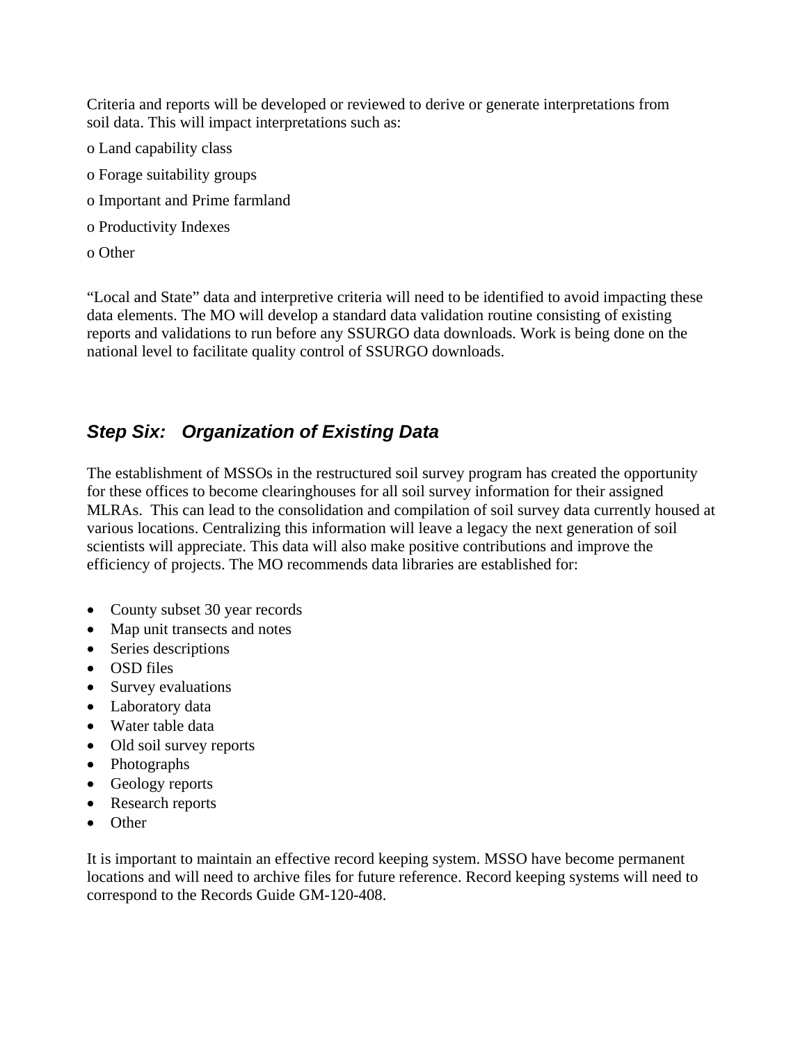Criteria and reports will be developed or reviewed to derive or generate interpretations from soil data. This will impact interpretations such as:

o Land capability class

o Forage suitability groups

o Important and Prime farmland

o Productivity Indexes

o Other

"Local and State" data and interpretive criteria will need to be identified to avoid impacting these data elements. The MO will develop a standard data validation routine consisting of existing reports and validations to run before any SSURGO data downloads. Work is being done on the national level to facilitate quality control of SSURGO downloads.

### *Step Six: Organization of Existing Data*

The establishment of MSSOs in the restructured soil survey program has created the opportunity for these offices to become clearinghouses for all soil survey information for their assigned MLRAs. This can lead to the consolidation and compilation of soil survey data currently housed at various locations. Centralizing this information will leave a legacy the next generation of soil scientists will appreciate. This data will also make positive contributions and improve the efficiency of projects. The MO recommends data libraries are established for:

- County subset 30 year records
- Map unit transects and notes
- Series descriptions
- OSD files
- Survey evaluations
- Laboratory data
- Water table data
- Old soil survey reports
- Photographs
- Geology reports
- Research reports
- Other

It is important to maintain an effective record keeping system. MSSO have become permanent locations and will need to archive files for future reference. Record keeping systems will need to correspond to the Records Guide GM-120-408.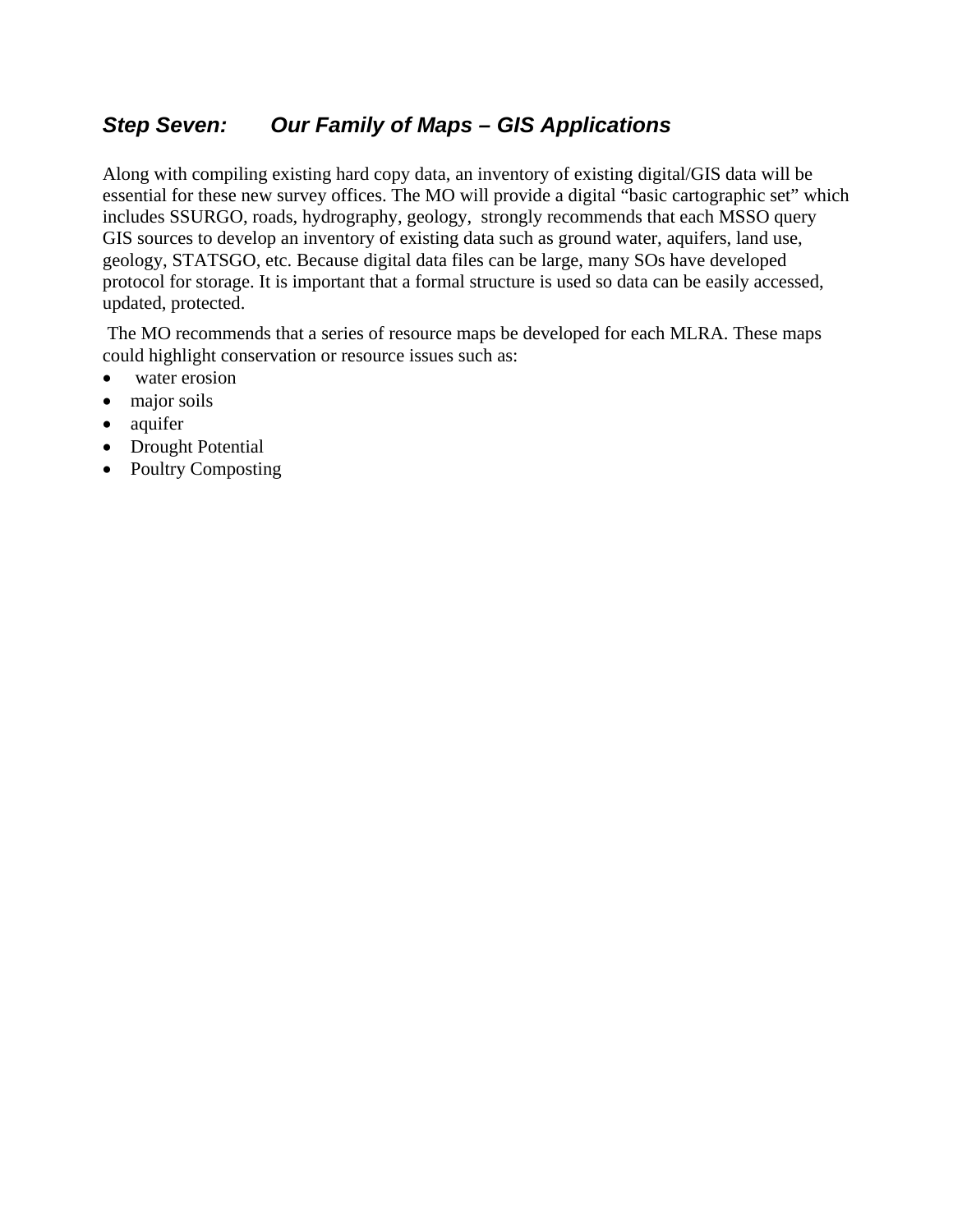### *Step Seven: Our Family of Maps – GIS Applications*

Along with compiling existing hard copy data, an inventory of existing digital/GIS data will be essential for these new survey offices. The MO will provide a digital "basic cartographic set" which includes SSURGO, roads, hydrography, geology, strongly recommends that each MSSO query GIS sources to develop an inventory of existing data such as ground water, aquifers, land use, geology, STATSGO, etc. Because digital data files can be large, many SOs have developed protocol for storage. It is important that a formal structure is used so data can be easily accessed, updated, protected.

The MO recommends that a series of resource maps be developed for each MLRA. These maps could highlight conservation or resource issues such as:

- water erosion
- major soils
- aquifer
- Drought Potential
- Poultry Composting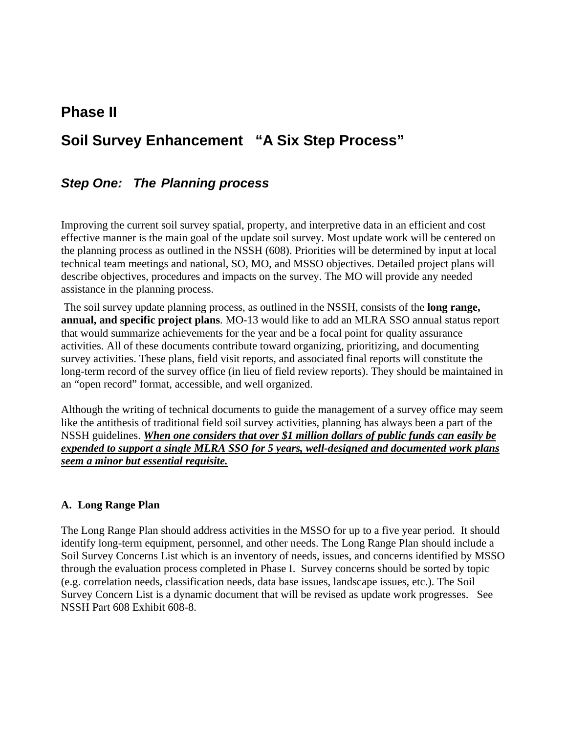# Phase II

# Soil Survey Enhancement "A Six Step Process"

## *Step One: The Planning process*

Improving the current soil survey spatial, property, and interpretive data in an efficient and cost effective manner is the main goal of the update soil survey. Most update work will be centered on the planning process as outlined in the NSSH (608). Priorities will be determined by input at local technical team meetings and national, SO, MO, and MSSO objectives. Detailed project plans will describe objectives, procedures and impacts on the survey. The MO will provide any needed assistance in the planning process.

The soil survey update planning process, as outlined in the NSSH, consists of the **long range, annual, and specific project plans**. MO-13 would like to add an MLRA SSO annual status report that would summarize achievements for the year and be a focal point for quality assurance activities. All of these documents contribute toward organizing, prioritizing, and documenting survey activities. These plans, field visit reports, and associated final reports will constitute the long-term record of the survey office (in lieu of field review reports). They should be maintained in an "open record" format, accessible, and well organized.

Although the writing of technical documents to guide the management of a survey office may seem like the antithesis of traditional field soil survey activities, planning has always been a part of the NSSH guidelines. ***<u>When one considers that over $1 million dollars of public funds can easily be expended to support a single MLRA SSO for 5 years, well-designed and documented work plans seem a minor but essential requisite.</u>***

**A. Long Range Plan**

The Long Range Plan should address activities in the MSSO for up to a five year period. It should identify long-term equipment, personnel, and other needs. The Long Range Plan should include a Soil Survey Concerns List which is an inventory of needs, issues, and concerns identified by MSSO through the evaluation process completed in Phase I. Survey concerns should be sorted by topic (e.g. correlation needs, classification needs, data base issues, landscape issues, etc.). The Soil Survey Concern List is a dynamic document that will be revised as update work progresses. See NSSH Part 608 Exhibit 608-8.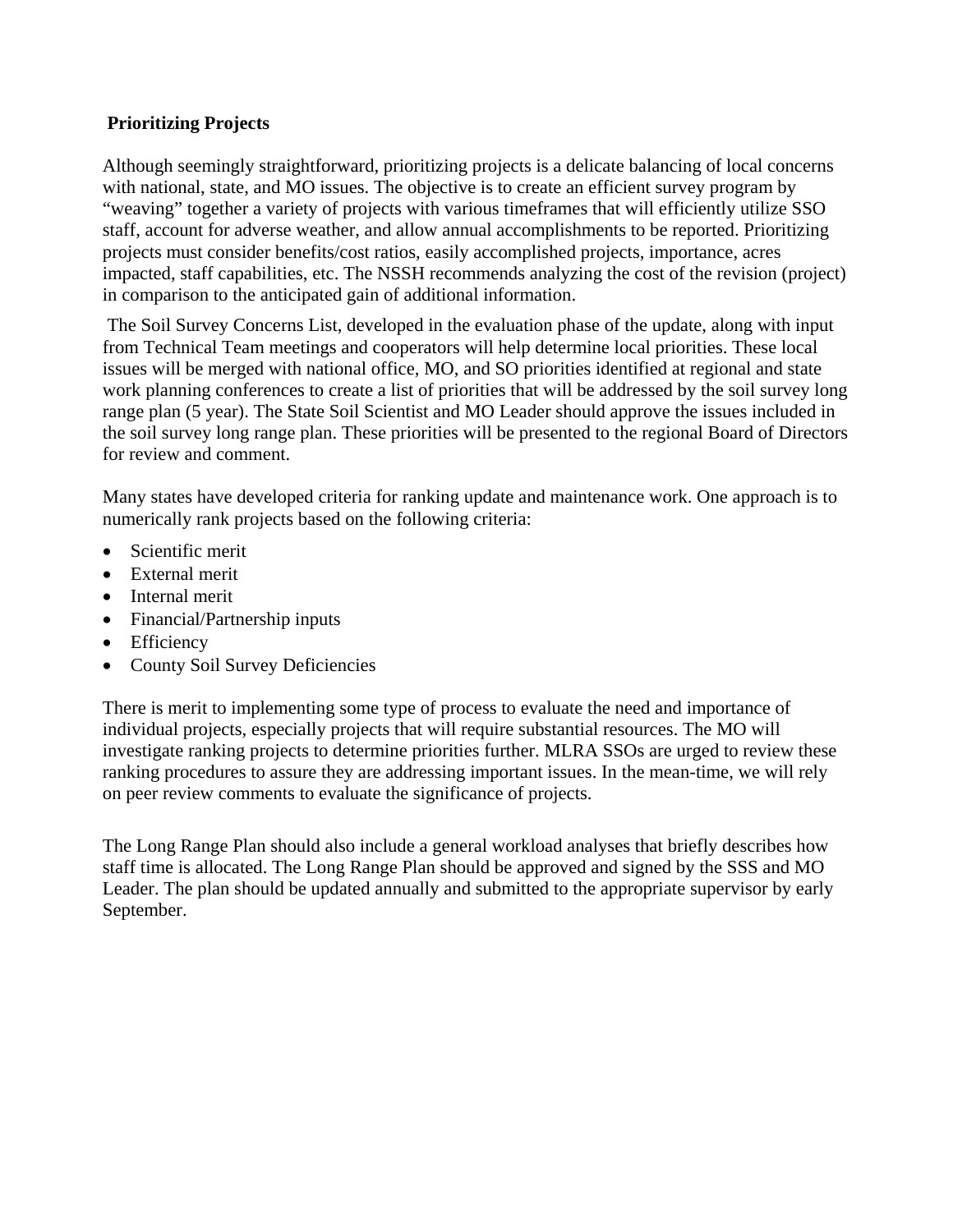**Prioritizing Projects**

Although seemingly straightforward, prioritizing projects is a delicate balancing of local concerns with national, state, and MO issues. The objective is to create an efficient survey program by "weaving" together a variety of projects with various timeframes that will efficiently utilize SSO staff, account for adverse weather, and allow annual accomplishments to be reported. Prioritizing projects must consider benefits/cost ratios, easily accomplished projects, importance, acres impacted, staff capabilities, etc. The NSSH recommends analyzing the cost of the revision (project) in comparison to the anticipated gain of additional information.

The Soil Survey Concerns List, developed in the evaluation phase of the update, along with input from Technical Team meetings and cooperators will help determine local priorities. These local issues will be merged with national office, MO, and SO priorities identified at regional and state work planning conferences to create a list of priorities that will be addressed by the soil survey long range plan (5 year). The State Soil Scientist and MO Leader should approve the issues included in the soil survey long range plan. These priorities will be presented to the regional Board of Directors for review and comment.

Many states have developed criteria for ranking update and maintenance work. One approach is to numerically rank projects based on the following criteria:

- Scientific merit
- External merit
- Internal merit
- Financial/Partnership inputs
- Efficiency
- County Soil Survey Deficiencies

There is merit to implementing some type of process to evaluate the need and importance of individual projects, especially projects that will require substantial resources. The MO will investigate ranking projects to determine priorities further. MLRA SSOs are urged to review these ranking procedures to assure they are addressing important issues. In the mean-time, we will rely on peer review comments to evaluate the significance of projects.

The Long Range Plan should also include a general workload analyses that briefly describes how staff time is allocated. The Long Range Plan should be approved and signed by the SSS and MO Leader. The plan should be updated annually and submitted to the appropriate supervisor by early September.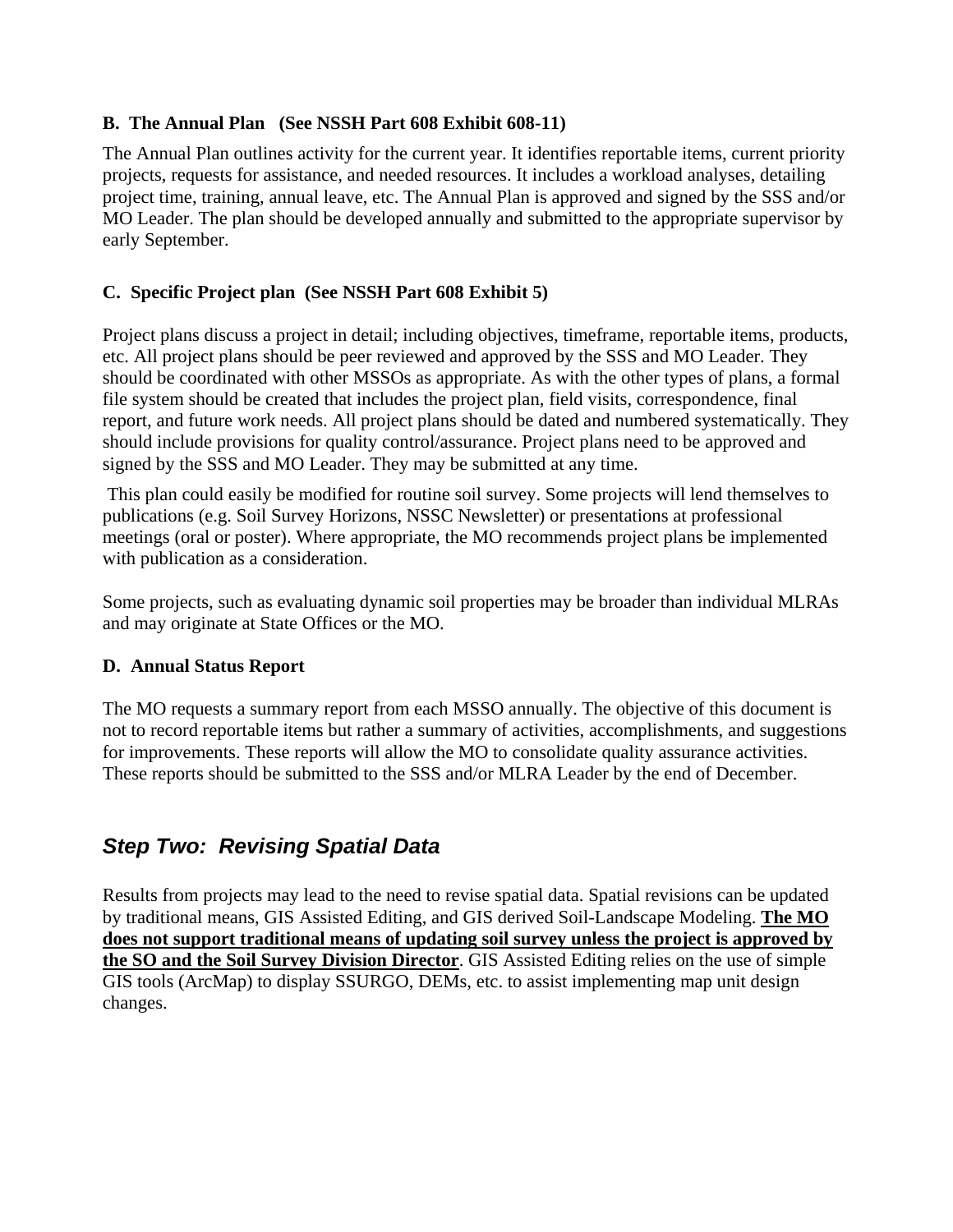### B. The Annual Plan (See NSSH Part 608 Exhibit 608-11)

The Annual Plan outlines activity for the current year. It identifies reportable items, current priority projects, requests for assistance, and needed resources. It includes a workload analyses, detailing project time, training, annual leave, etc. The Annual Plan is approved and signed by the SSS and/or MO Leader. The plan should be developed annually and submitted to the appropriate supervisor by early September.

### C. Specific Project plan (See NSSH Part 608 Exhibit 5)

Project plans discuss a project in detail; including objectives, timeframe, reportable items, products, etc. All project plans should be peer reviewed and approved by the SSS and MO Leader. They should be coordinated with other MSSOs as appropriate. As with the other types of plans, a formal file system should be created that includes the project plan, field visits, correspondence, final report, and future work needs. All project plans should be dated and numbered systematically. They should include provisions for quality control/assurance. Project plans need to be approved and signed by the SSS and MO Leader. They may be submitted at any time.

This plan could easily be modified for routine soil survey. Some projects will lend themselves to publications (e.g. Soil Survey Horizons, NSSC Newsletter) or presentations at professional meetings (oral or poster). Where appropriate, the MO recommends project plans be implemented with publication as a consideration.

Some projects, such as evaluating dynamic soil properties may be broader than individual MLRAs and may originate at State Offices or the MO.

### D. Annual Status Report

The MO requests a summary report from each MSSO annually. The objective of this document is not to record reportable items but rather a summary of activities, accomplishments, and suggestions for improvements. These reports will allow the MO to consolidate quality assurance activities. These reports should be submitted to the SSS and/or MLRA Leader by the end of December.

## *Step Two: Revising Spatial Data*

Results from projects may lead to the need to revise spatial data. Spatial revisions can be updated by traditional means, GIS Assisted Editing, and GIS derived Soil-Landscape Modeling. **The MO does not support traditional means of updating soil survey unless the project is approved by the SO and the Soil Survey Division Director**. GIS Assisted Editing relies on the use of simple GIS tools (ArcMap) to display SSURGO, DEMs, etc. to assist implementing map unit design changes.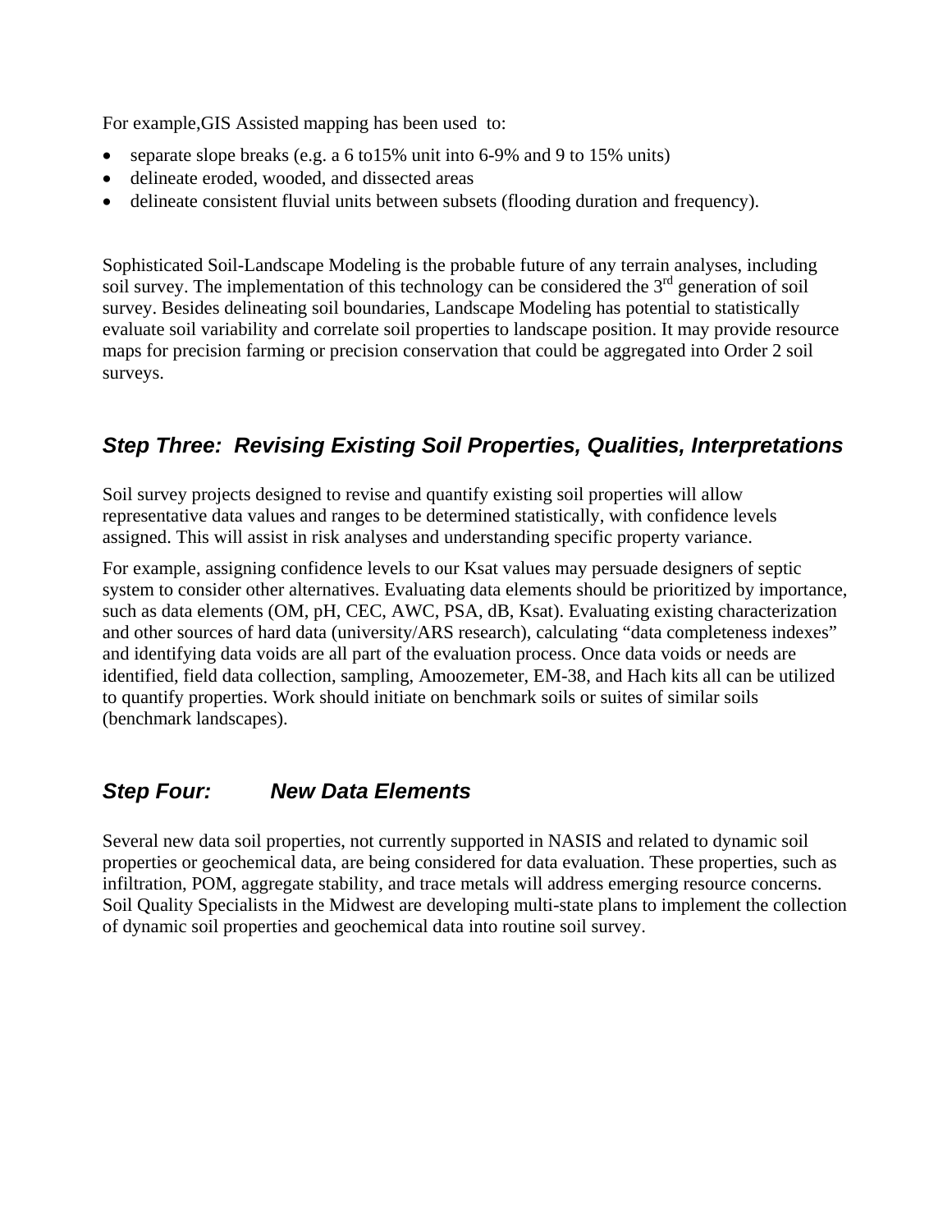For example,GIS Assisted mapping has been used  to:

- separate slope breaks (e.g. a 6 to15% unit into 6-9% and 9 to 15% units)
- delineate eroded, wooded, and dissected areas
- delineate consistent fluvial units between subsets (flooding duration and frequency).

Sophisticated Soil-Landscape Modeling is the probable future of any terrain analyses, including soil survey. The implementation of this technology can be considered the 3rd generation of soil survey. Besides delineating soil boundaries, Landscape Modeling has potential to statistically evaluate soil variability and correlate soil properties to landscape position. It may provide resource maps for precision farming or precision conservation that could be aggregated into Order 2 soil surveys.

## *Step Three:  Revising Existing Soil Properties, Qualities, Interpretations*

Soil survey projects designed to revise and quantify existing soil properties will allow representative data values and ranges to be determined statistically, with confidence levels assigned. This will assist in risk analyses and understanding specific property variance.

For example, assigning confidence levels to our Ksat values may persuade designers of septic system to consider other alternatives. Evaluating data elements should be prioritized by importance, such as data elements (OM, pH, CEC, AWC, PSA, dB, Ksat). Evaluating existing characterization and other sources of hard data (university/ARS research), calculating “data completeness indexes” and identifying data voids are all part of the evaluation process. Once data voids or needs are identified, field data collection, sampling, Amoozemeter, EM-38, and Hach kits all can be utilized to quantify properties. Work should initiate on benchmark soils or suites of similar soils (benchmark landscapes).

## *Step Four:     New Data Elements*

Several new data soil properties, not currently supported in NASIS and related to dynamic soil properties or geochemical data, are being considered for data evaluation. These properties, such as infiltration, POM, aggregate stability, and trace metals will address emerging resource concerns. Soil Quality Specialists in the Midwest are developing multi-state plans to implement the collection of dynamic soil properties and geochemical data into routine soil survey.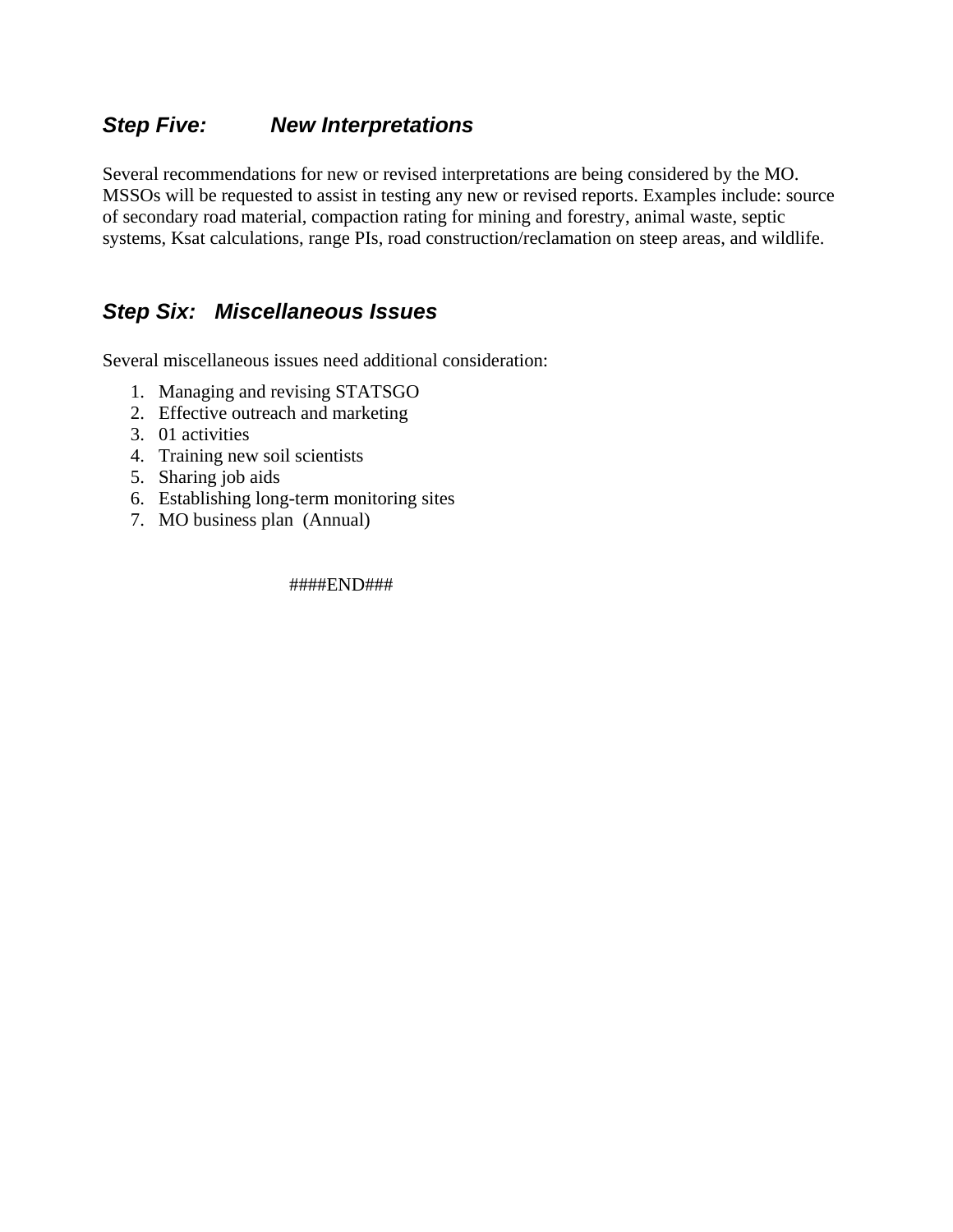### *Step Five: New Interpretations*

Several recommendations for new or revised interpretations are being considered by the MO. MSSOs will be requested to assist in testing any new or revised reports. Examples include: source of secondary road material, compaction rating for mining and forestry, animal waste, septic systems, Ksat calculations, range PIs, road construction/reclamation on steep areas, and wildlife.

### *Step Six: Miscellaneous Issues*

Several miscellaneous issues need additional consideration:

1. Managing and revising STATSGO
2. Effective outreach and marketing
3. 01 activities
4. Training new soil scientists
5. Sharing job aids
6. Establishing long-term monitoring sites
7. MO business plan (Annual)

####END###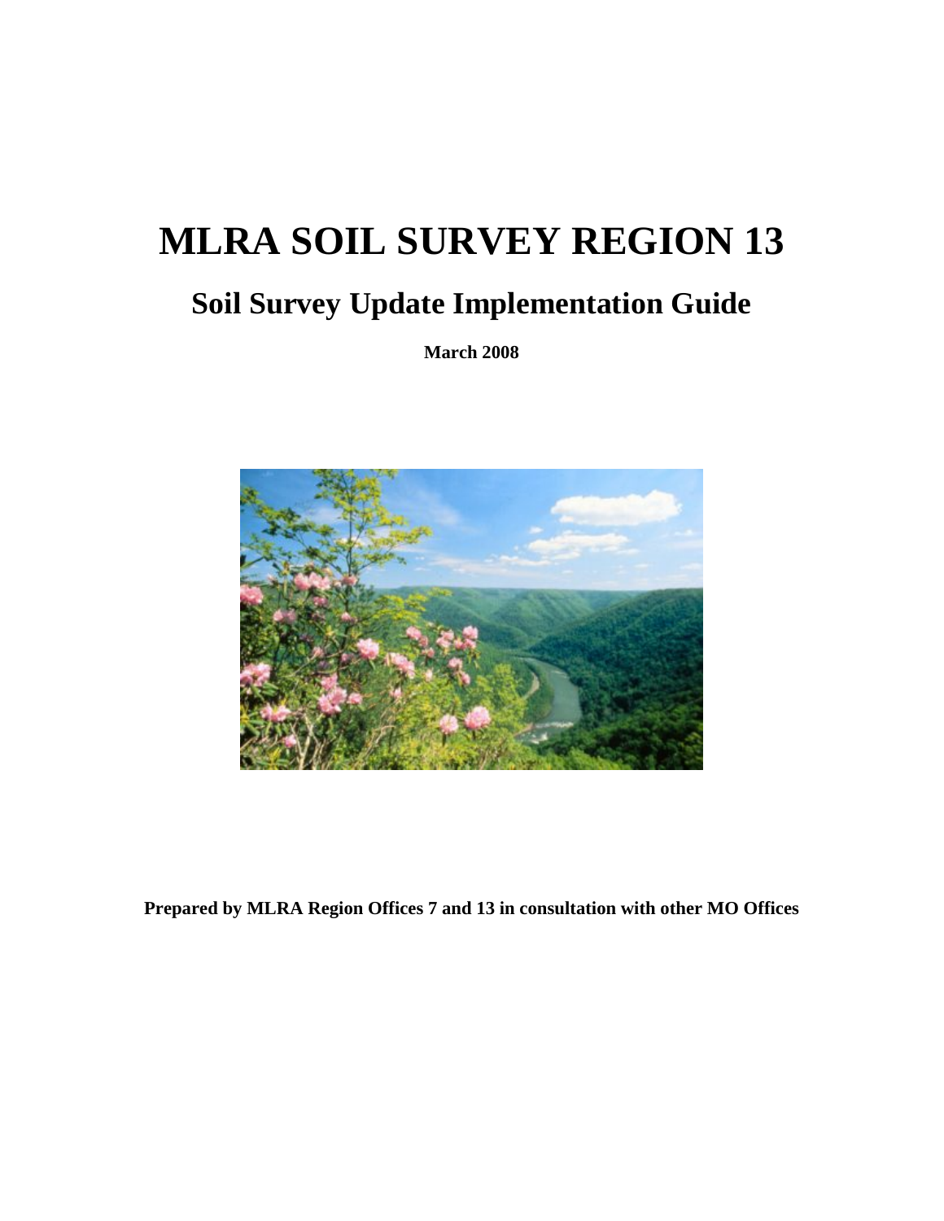# MLRA SOIL SURVEY REGION 13

## Soil Survey Update Implementation Guide

**March 2008**

**Prepared by MLRA Region Offices 7 and 13 in consultation with other MO Offices**